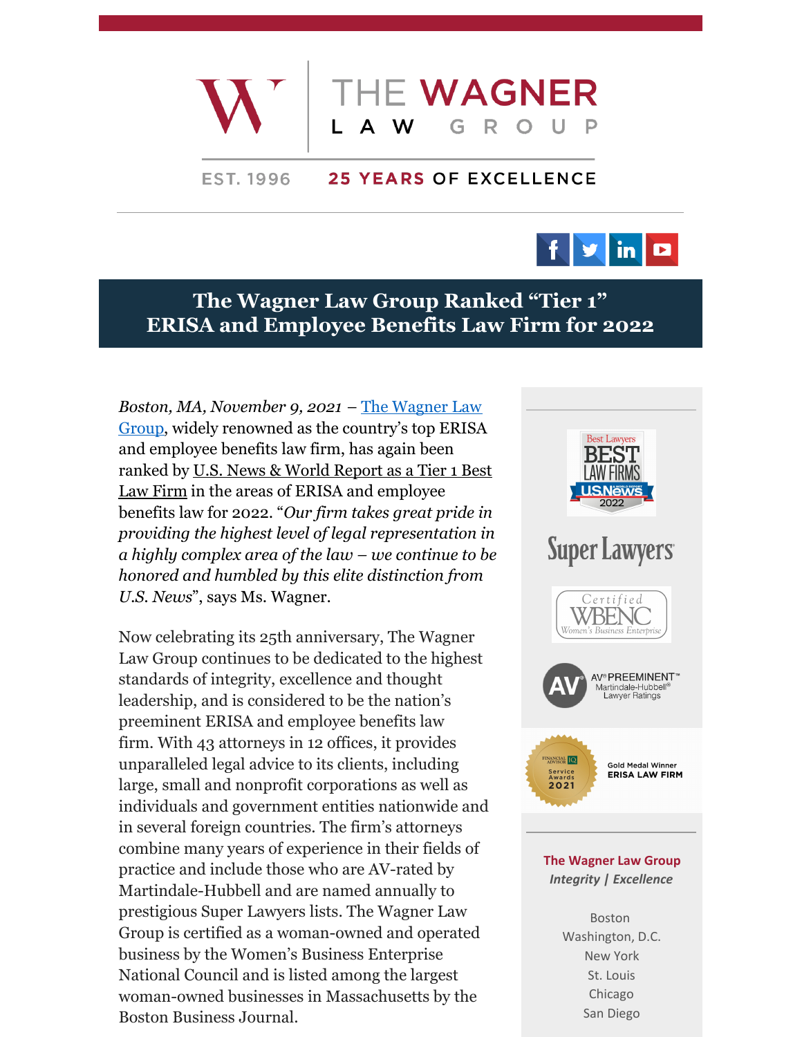THE WAGNER LAW GROUP

EST. 1996 **25 YEARS** OF EXCELLENCE

# The Wagner Law Group Ranked "Tier 1" ERISA and Employee Benefits Law Firm for 2022

*Boston, MA, November 9, 2021* – [The Wagner Law Group](), widely renowned as the country's top ERISA and employee benefits law firm, has again been ranked by [U.S. News & World Report as a Tier 1 Best Law Firm]() in the areas of ERISA and employee benefits law for 2022. "*Our firm takes great pride in providing the highest level of legal representation in a highly complex area of the law – we continue to be honored and humbled by this elite distinction from U.S. News*", says Ms. Wagner.

Now celebrating its 25th anniversary, The Wagner Law Group continues to be dedicated to the highest standards of integrity, excellence and thought leadership, and is considered to be the nation's preeminent ERISA and employee benefits law firm. With 43 attorneys in 12 offices, it provides unparalleled legal advice to its clients, including large, small and nonprofit corporations as well as individuals and government entities nationwide and in several foreign countries. The firm's attorneys combine many years of experience in their fields of practice and include those who are AV-rated by Martindale-Hubbell and are named annually to prestigious Super Lawyers lists. The Wagner Law Group is certified as a woman-owned and operated business by the Women's Business Enterprise National Council and is listed among the largest woman-owned businesses in Massachusetts by the Boston Business Journal.

Best Lawyers BEST LAW FIRMS U.S. News & World Report 2022

Super Lawyers

Certified WBENC Women's Business Enterprise

AV® PREEMINENT™ Martindale-Hubbell® Lawyer Ratings

Financial Advisor IQ Service Awards 2021 — Gold Medal Winner ERISA LAW FIRM

**The Wagner Law Group**
***Integrity | Excellence***

Boston
Washington, D.C.
New York
St. Louis
Chicago
San Diego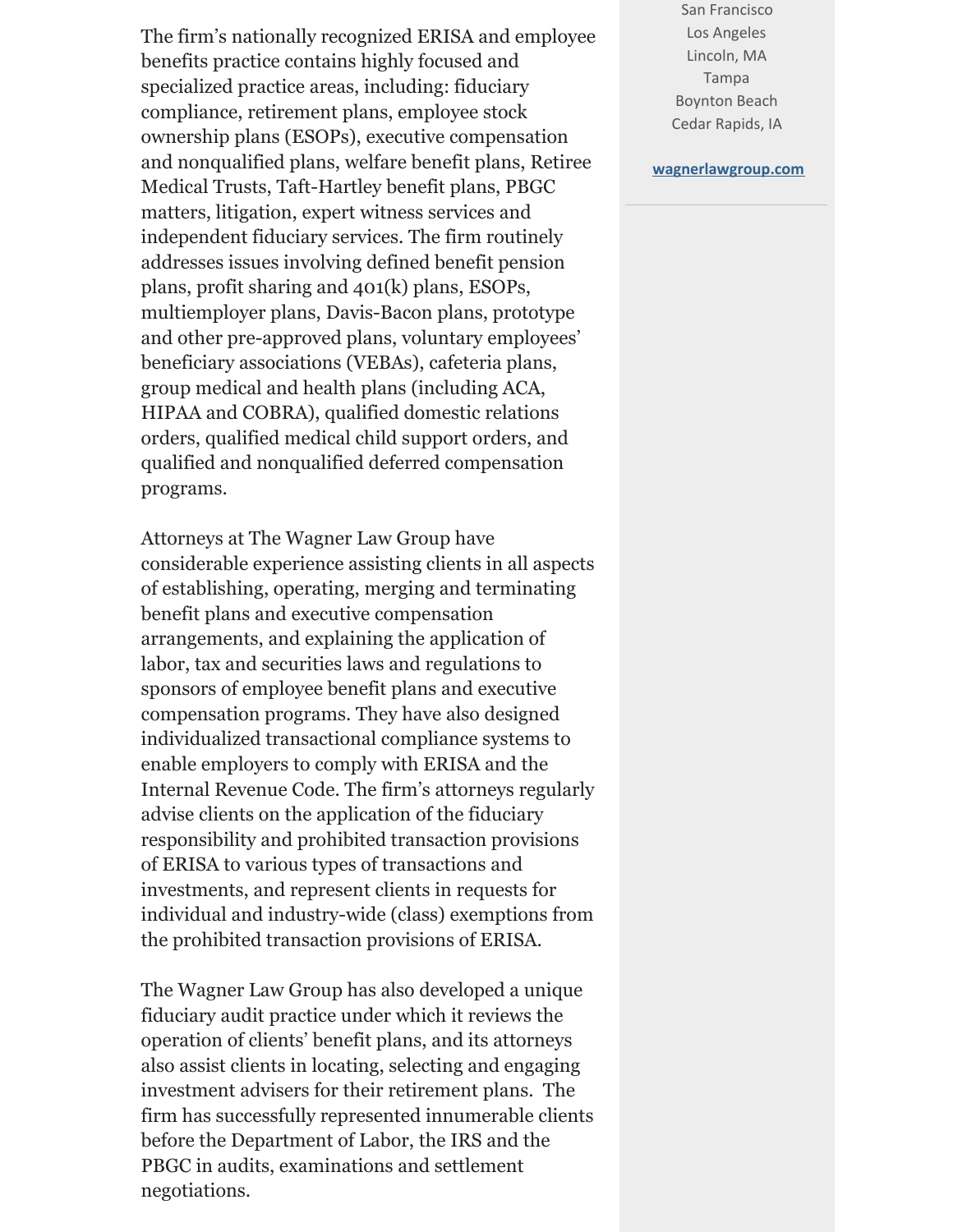The firm's nationally recognized ERISA and employee benefits practice contains highly focused and specialized practice areas, including: fiduciary compliance, retirement plans, employee stock ownership plans (ESOPs), executive compensation and nonqualified plans, welfare benefit plans, Retiree Medical Trusts, Taft-Hartley benefit plans, PBGC matters, litigation, expert witness services and independent fiduciary services. The firm routinely addresses issues involving defined benefit pension plans, profit sharing and 401(k) plans, ESOPs, multiemployer plans, Davis-Bacon plans, prototype and other pre-approved plans, voluntary employees' beneficiary associations (VEBAs), cafeteria plans, group medical and health plans (including ACA, HIPAA and COBRA), qualified domestic relations orders, qualified medical child support orders, and qualified and nonqualified deferred compensation programs.

Attorneys at The Wagner Law Group have considerable experience assisting clients in all aspects of establishing, operating, merging and terminating benefit plans and executive compensation arrangements, and explaining the application of labor, tax and securities laws and regulations to sponsors of employee benefit plans and executive compensation programs. They have also designed individualized transactional compliance systems to enable employers to comply with ERISA and the Internal Revenue Code. The firm's attorneys regularly advise clients on the application of the fiduciary responsibility and prohibited transaction provisions of ERISA to various types of transactions and investments, and represent clients in requests for individual and industry-wide (class) exemptions from the prohibited transaction provisions of ERISA.

The Wagner Law Group has also developed a unique fiduciary audit practice under which it reviews the operation of clients' benefit plans, and its attorneys also assist clients in locating, selecting and engaging investment advisers for their retirement plans. The firm has successfully represented innumerable clients before the Department of Labor, the IRS and the PBGC in audits, examinations and settlement negotiations.

San Francisco
Los Angeles
Lincoln, MA
Tampa
Boynton Beach
Cedar Rapids, IA

**wagnerlawgroup.com**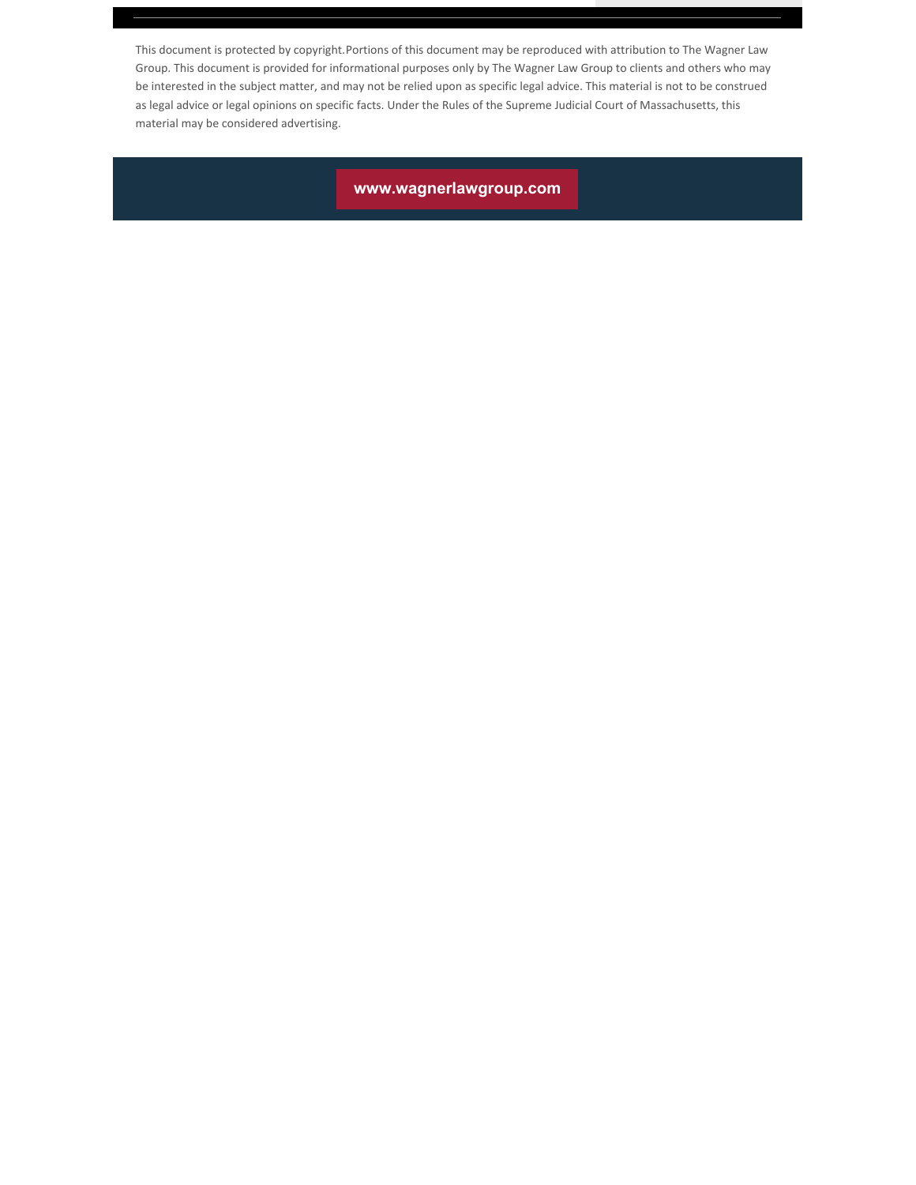This document is protected by copyright.Portions of this document may be reproduced with attribution to The Wagner Law Group. This document is provided for informational purposes only by The Wagner Law Group to clients and others who may be interested in the subject matter, and may not be relied upon as specific legal advice. This material is not to be construed as legal advice or legal opinions on specific facts. Under the Rules of the Supreme Judicial Court of Massachusetts, this material may be considered advertising.

www.wagnerlawgroup.com